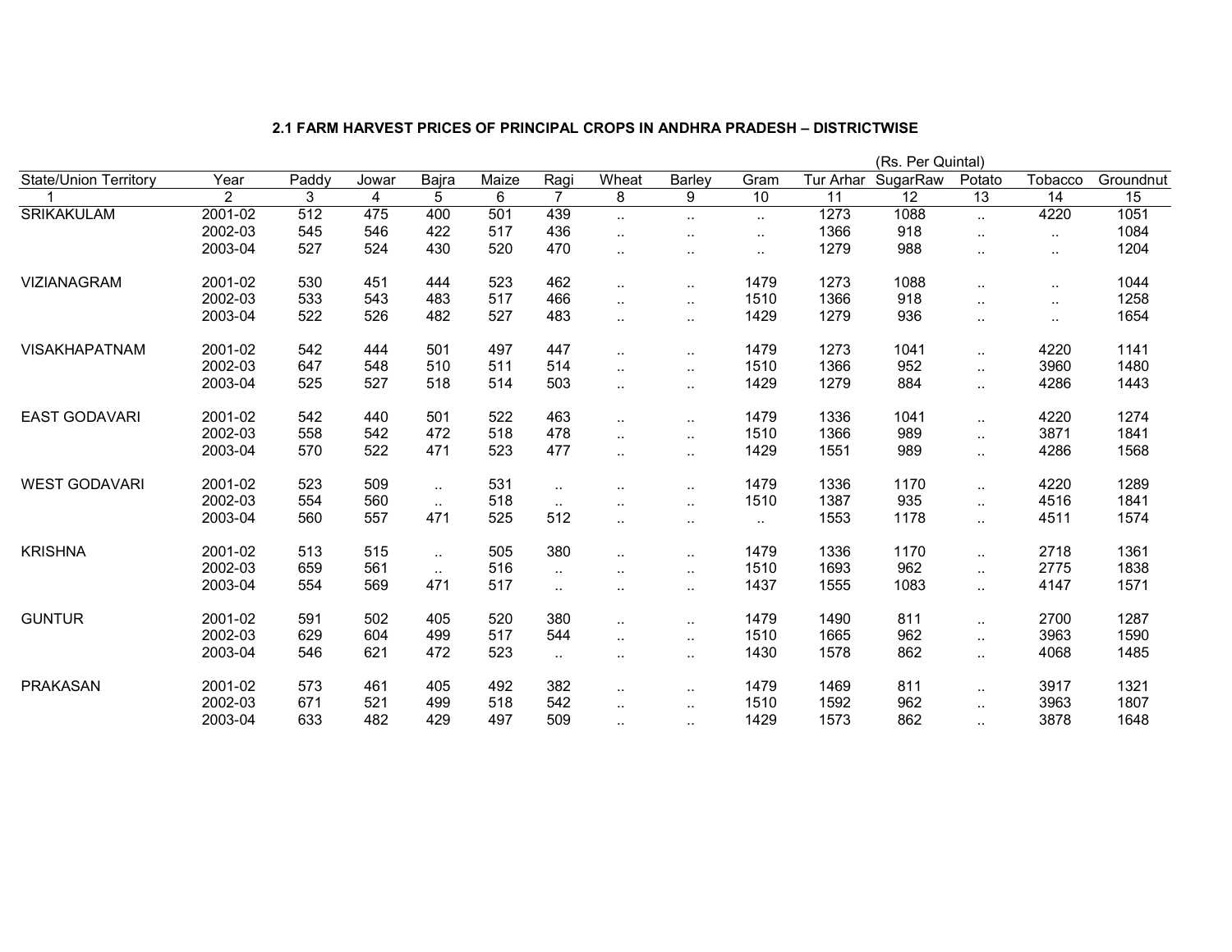### 2.1 FARM HARVEST PRICES OF PRINCIPAL CROPS IN ANDHRA PRADESH – DISTRICTWISE

(Rs. Per Quintal)

| State/Union Territory | Year | Paddy | Jowar | Bajra | Maize | Ragi | Wheat | Barley | Gram | Tur Arhar | SugarRaw | Potato | Tobacco | Groundnut |
|---|---|---|---|---|---|---|---|---|---|---|---|---|---|---|
| 1 | 2 | 3 | 4 | 5 | 6 | 7 | 8 | 9 | 10 | 11 | 12 | 13 | 14 | 15 |
| SRIKAKULAM | 2001-02 | 512 | 475 | 400 | 501 | 439 | .. | .. | .. | 1273 | 1088 | .. | 4220 | 1051 |
| | 2002-03 | 545 | 546 | 422 | 517 | 436 | .. | .. | .. | 1366 | 918 | .. | .. | 1084 |
| | 2003-04 | 527 | 524 | 430 | 520 | 470 | .. | .. | .. | 1279 | 988 | .. | .. | 1204 |
| VIZIANAGRAM | 2001-02 | 530 | 451 | 444 | 523 | 462 | .. | .. | 1479 | 1273 | 1088 | .. | .. | 1044 |
| | 2002-03 | 533 | 543 | 483 | 517 | 466 | .. | .. | 1510 | 1366 | 918 | .. | .. | 1258 |
| | 2003-04 | 522 | 526 | 482 | 527 | 483 | .. | .. | 1429 | 1279 | 936 | .. | .. | 1654 |
| VISAKHAPATNAM | 2001-02 | 542 | 444 | 501 | 497 | 447 | .. | .. | 1479 | 1273 | 1041 | .. | 4220 | 1141 |
| | 2002-03 | 647 | 548 | 510 | 511 | 514 | .. | .. | 1510 | 1366 | 952 | .. | 3960 | 1480 |
| | 2003-04 | 525 | 527 | 518 | 514 | 503 | .. | .. | 1429 | 1279 | 884 | .. | 4286 | 1443 |
| EAST GODAVARI | 2001-02 | 542 | 440 | 501 | 522 | 463 | .. | .. | 1479 | 1336 | 1041 | .. | 4220 | 1274 |
| | 2002-03 | 558 | 542 | 472 | 518 | 478 | .. | .. | 1510 | 1366 | 989 | .. | 3871 | 1841 |
| | 2003-04 | 570 | 522 | 471 | 523 | 477 | .. | .. | 1429 | 1551 | 989 | .. | 4286 | 1568 |
| WEST GODAVARI | 2001-02 | 523 | 509 | .. | 531 | .. | .. | .. | 1479 | 1336 | 1170 | .. | 4220 | 1289 |
| | 2002-03 | 554 | 560 | .. | 518 | .. | .. | .. | 1510 | 1387 | 935 | .. | 4516 | 1841 |
| | 2003-04 | 560 | 557 | 471 | 525 | 512 | .. | .. | .. | 1553 | 1178 | .. | 4511 | 1574 |
| KRISHNA | 2001-02 | 513 | 515 | .. | 505 | 380 | .. | .. | 1479 | 1336 | 1170 | .. | 2718 | 1361 |
| | 2002-03 | 659 | 561 | .. | 516 | .. | .. | .. | 1510 | 1693 | 962 | .. | 2775 | 1838 |
| | 2003-04 | 554 | 569 | 471 | 517 | .. | .. | .. | 1437 | 1555 | 1083 | .. | 4147 | 1571 |
| GUNTUR | 2001-02 | 591 | 502 | 405 | 520 | 380 | .. | .. | 1479 | 1490 | 811 | .. | 2700 | 1287 |
| | 2002-03 | 629 | 604 | 499 | 517 | 544 | .. | .. | 1510 | 1665 | 962 | .. | 3963 | 1590 |
| | 2003-04 | 546 | 621 | 472 | 523 | .. | .. | .. | 1430 | 1578 | 862 | .. | 4068 | 1485 |
| PRAKASAN | 2001-02 | 573 | 461 | 405 | 492 | 382 | .. | .. | 1479 | 1469 | 811 | .. | 3917 | 1321 |
| | 2002-03 | 671 | 521 | 499 | 518 | 542 | .. | .. | 1510 | 1592 | 962 | .. | 3963 | 1807 |
| | 2003-04 | 633 | 482 | 429 | 497 | 509 | .. | .. | 1429 | 1573 | 862 | .. | 3878 | 1648 |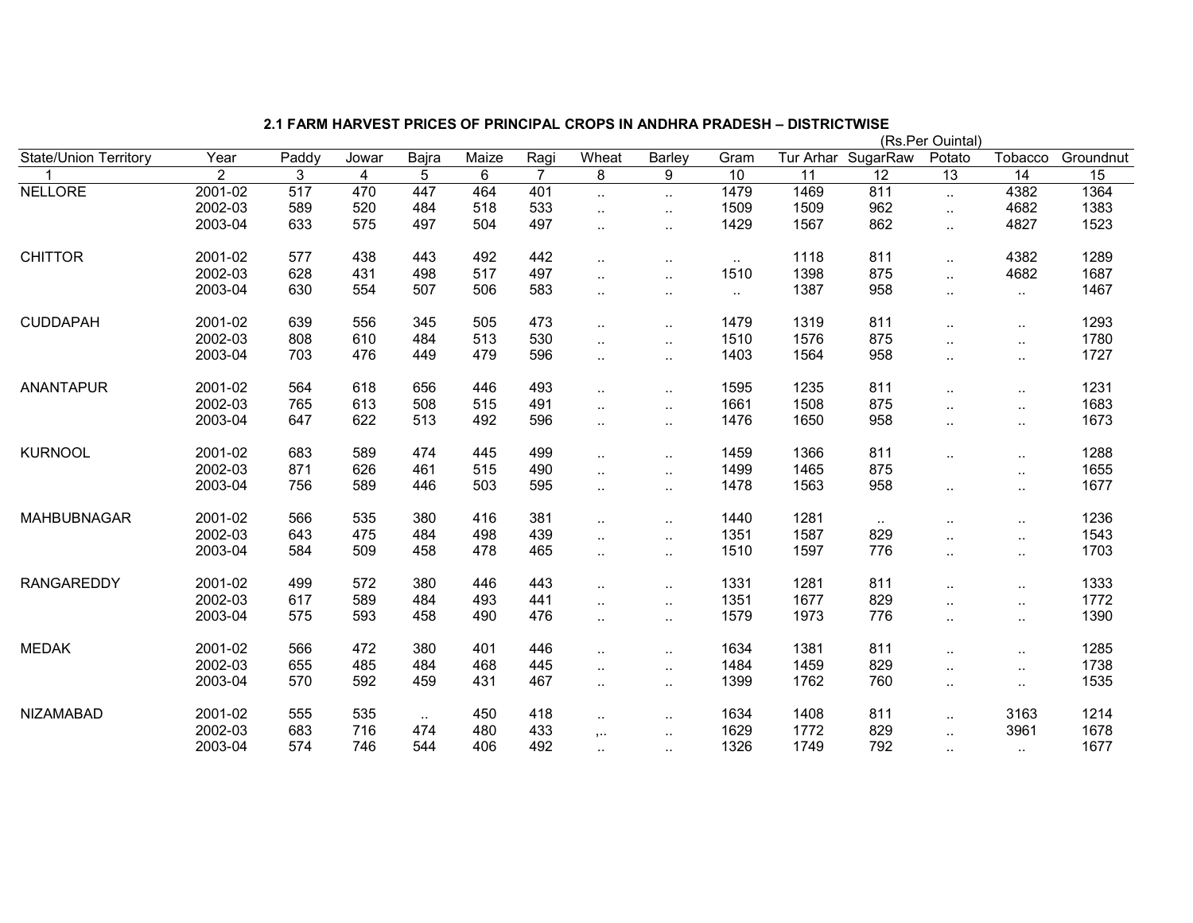## 2.1 FARM HARVEST PRICES OF PRINCIPAL CROPS IN ANDHRA PRADESH – DISTRICTWISE

(Rs.Per Ouintal)

| State/Union Territory | Year | Paddy | Jowar | Bajra | Maize | Ragi | Wheat | Barley | Gram | Tur Arhar | SugarRaw | Potato | Tobacco | Groundnut |
|---|---|---|---|---|---|---|---|---|---|---|---|---|---|---|
| 1 | 2 | 3 | 4 | 5 | 6 | 7 | 8 | 9 | 10 | 11 | 12 | 13 | 14 | 15 |
| NELLORE | 2001-02 | 517 | 470 | 447 | 464 | 401 | .. | .. | 1479 | 1469 | 811 | .. | 4382 | 1364 |
| | 2002-03 | 589 | 520 | 484 | 518 | 533 | .. | .. | 1509 | 1509 | 962 | .. | 4682 | 1383 |
| | 2003-04 | 633 | 575 | 497 | 504 | 497 | .. | .. | 1429 | 1567 | 862 | .. | 4827 | 1523 |
| CHITTOR | 2001-02 | 577 | 438 | 443 | 492 | 442 | .. | .. | .. | 1118 | 811 | .. | 4382 | 1289 |
| | 2002-03 | 628 | 431 | 498 | 517 | 497 | .. | .. | 1510 | 1398 | 875 | .. | 4682 | 1687 |
| | 2003-04 | 630 | 554 | 507 | 506 | 583 | .. | .. | .. | 1387 | 958 | .. | .. | 1467 |
| CUDDAPAH | 2001-02 | 639 | 556 | 345 | 505 | 473 | .. | .. | 1479 | 1319 | 811 | .. | .. | 1293 |
| | 2002-03 | 808 | 610 | 484 | 513 | 530 | .. | .. | 1510 | 1576 | 875 | .. | .. | 1780 |
| | 2003-04 | 703 | 476 | 449 | 479 | 596 | .. | .. | 1403 | 1564 | 958 | .. | .. | 1727 |
| ANANTAPUR | 2001-02 | 564 | 618 | 656 | 446 | 493 | .. | .. | 1595 | 1235 | 811 | .. | .. | 1231 |
| | 2002-03 | 765 | 613 | 508 | 515 | 491 | .. | .. | 1661 | 1508 | 875 | .. | .. | 1683 |
| | 2003-04 | 647 | 622 | 513 | 492 | 596 | .. | .. | 1476 | 1650 | 958 | .. | .. | 1673 |
| KURNOOL | 2001-02 | 683 | 589 | 474 | 445 | 499 | .. | .. | 1459 | 1366 | 811 | .. | .. | 1288 |
| | 2002-03 | 871 | 626 | 461 | 515 | 490 | .. | .. | 1499 | 1465 | 875 | | .. | 1655 |
| | 2003-04 | 756 | 589 | 446 | 503 | 595 | .. | .. | 1478 | 1563 | 958 | .. | .. | 1677 |
| MAHBUBNAGAR | 2001-02 | 566 | 535 | 380 | 416 | 381 | .. | .. | 1440 | 1281 | .. | .. | .. | 1236 |
| | 2002-03 | 643 | 475 | 484 | 498 | 439 | .. | .. | 1351 | 1587 | 829 | .. | .. | 1543 |
| | 2003-04 | 584 | 509 | 458 | 478 | 465 | .. | .. | 1510 | 1597 | 776 | .. | .. | 1703 |
| RANGAREDDY | 2001-02 | 499 | 572 | 380 | 446 | 443 | .. | .. | 1331 | 1281 | 811 | .. | .. | 1333 |
| | 2002-03 | 617 | 589 | 484 | 493 | 441 | .. | .. | 1351 | 1677 | 829 | .. | .. | 1772 |
| | 2003-04 | 575 | 593 | 458 | 490 | 476 | .. | .. | 1579 | 1973 | 776 | .. | .. | 1390 |
| MEDAK | 2001-02 | 566 | 472 | 380 | 401 | 446 | .. | .. | 1634 | 1381 | 811 | .. | .. | 1285 |
| | 2002-03 | 655 | 485 | 484 | 468 | 445 | .. | .. | 1484 | 1459 | 829 | .. | .. | 1738 |
| | 2003-04 | 570 | 592 | 459 | 431 | 467 | .. | .. | 1399 | 1762 | 760 | .. | .. | 1535 |
| NIZAMABAD | 2001-02 | 555 | 535 | .. | 450 | 418 | .. | .. | 1634 | 1408 | 811 | .. | 3163 | 1214 |
| | 2002-03 | 683 | 716 | 474 | 480 | 433 | ,.. | .. | 1629 | 1772 | 829 | .. | 3961 | 1678 |
| | 2003-04 | 574 | 746 | 544 | 406 | 492 | .. | .. | 1326 | 1749 | 792 | .. | .. | 1677 |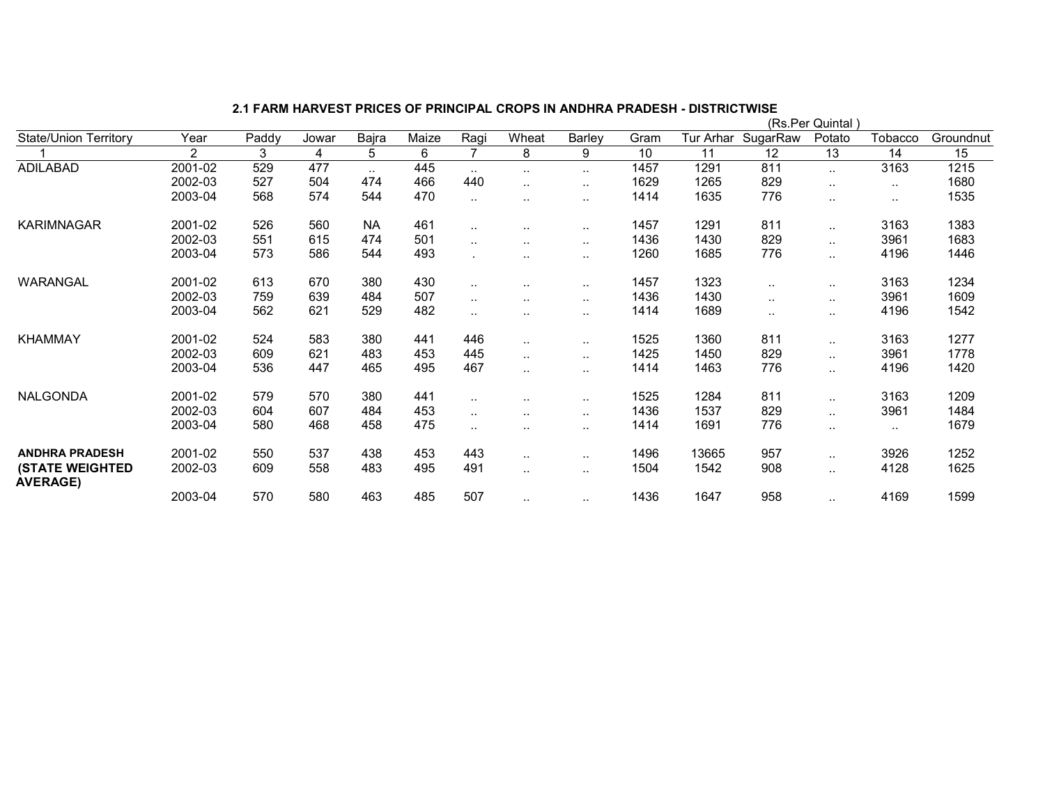## 2.1 FARM HARVEST PRICES OF PRINCIPAL CROPS IN ANDHRA PRADESH - DISTRICTWISE

(Rs.Per Quintal )

| State/Union Territory | Year | Paddy | Jowar | Bajra | Maize | Ragi | Wheat | Barley | Gram | Tur Arhar | SugarRaw | Potato | Tobacco | Groundnut |
|---|---|---|---|---|---|---|---|---|---|---|---|---|---|---|
| 1 | 2 | 3 | 4 | 5 | 6 | 7 | 8 | 9 | 10 | 11 | 12 | 13 | 14 | 15 |
| ADILABAD | 2001-02 | 529 | 477 | .. | 445 | .. | .. | .. | 1457 | 1291 | 811 | .. | 3163 | 1215 |
| | 2002-03 | 527 | 504 | 474 | 466 | 440 | .. | .. | 1629 | 1265 | 829 | .. | .. | 1680 |
| | 2003-04 | 568 | 574 | 544 | 470 | .. | .. | .. | 1414 | 1635 | 776 | .. | .. | 1535 |
| KARIMNAGAR | 2001-02 | 526 | 560 | NA | 461 | .. | .. | .. | 1457 | 1291 | 811 | .. | 3163 | 1383 |
| | 2002-03 | 551 | 615 | 474 | 501 | .. | .. | .. | 1436 | 1430 | 829 | .. | 3961 | 1683 |
| | 2003-04 | 573 | 586 | 544 | 493 | . | .. | .. | 1260 | 1685 | 776 | .. | 4196 | 1446 |
| WARANGAL | 2001-02 | 613 | 670 | 380 | 430 | .. | .. | .. | 1457 | 1323 | .. | .. | 3163 | 1234 |
| | 2002-03 | 759 | 639 | 484 | 507 | .. | .. | .. | 1436 | 1430 | .. | .. | 3961 | 1609 |
| | 2003-04 | 562 | 621 | 529 | 482 | .. | .. | .. | 1414 | 1689 | .. | .. | 4196 | 1542 |
| KHAMMAY | 2001-02 | 524 | 583 | 380 | 441 | 446 | .. | .. | 1525 | 1360 | 811 | .. | 3163 | 1277 |
| | 2002-03 | 609 | 621 | 483 | 453 | 445 | .. | .. | 1425 | 1450 | 829 | .. | 3961 | 1778 |
| | 2003-04 | 536 | 447 | 465 | 495 | 467 | .. | .. | 1414 | 1463 | 776 | .. | 4196 | 1420 |
| NALGONDA | 2001-02 | 579 | 570 | 380 | 441 | .. | .. | .. | 1525 | 1284 | 811 | .. | 3163 | 1209 |
| | 2002-03 | 604 | 607 | 484 | 453 | .. | .. | .. | 1436 | 1537 | 829 | .. | 3961 | 1484 |
| | 2003-04 | 580 | 468 | 458 | 475 | .. | .. | .. | 1414 | 1691 | 776 | .. | .. | 1679 |
| **ANDHRA PRADESH** | 2001-02 | 550 | 537 | 438 | 453 | 443 | .. | .. | 1496 | 13665 | 957 | .. | 3926 | 1252 |
| **(STATE WEIGHTED AVERAGE)** | 2002-03 | 609 | 558 | 483 | 495 | 491 | .. | .. | 1504 | 1542 | 908 | .. | 4128 | 1625 |
| | 2003-04 | 570 | 580 | 463 | 485 | 507 | .. | .. | 1436 | 1647 | 958 | .. | 4169 | 1599 |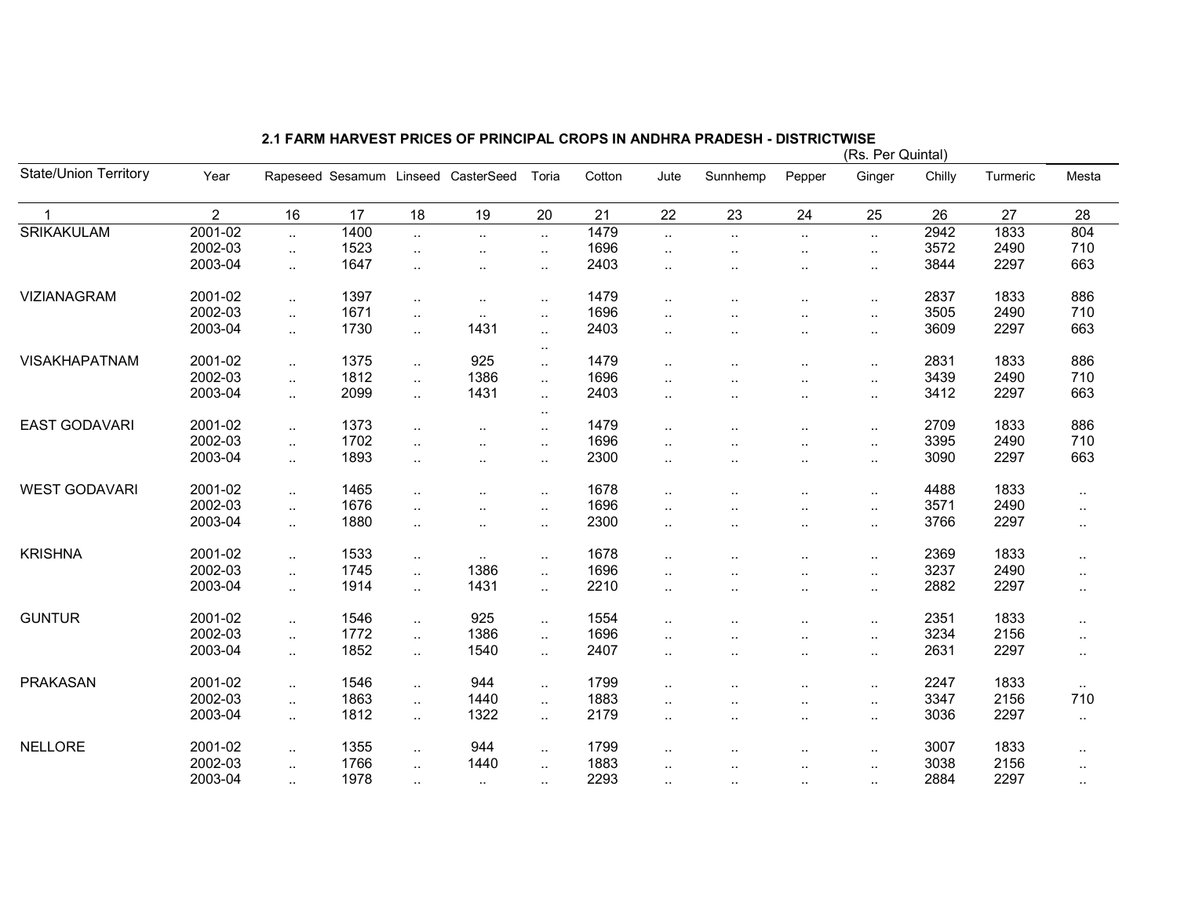## 2.1 FARM HARVEST PRICES OF PRINCIPAL CROPS IN ANDHRA PRADESH - DISTRICTWISE

(Rs. Per Quintal)

| State/Union Territory | Year | Rapeseed | Sesamum | Linseed | CasterSeed | Toria | Cotton | Jute | Sunnhemp | Pepper | Ginger | Chilly | Turmeric | Mesta |
|---|---|---|---|---|---|---|---|---|---|---|---|---|---|---|
| 1 | 2 | 16 | 17 | 18 | 19 | 20 | 21 | 22 | 23 | 24 | 25 | 26 | 27 | 28 |
| SRIKAKULAM | 2001-02 | .. | 1400 | .. | .. | .. | 1479 | .. | .. | .. | .. | 2942 | 1833 | 804 |
| | 2002-03 | .. | 1523 | .. | .. | .. | 1696 | .. | .. | .. | .. | 3572 | 2490 | 710 |
| | 2003-04 | .. | 1647 | .. | .. | .. | 2403 | .. | .. | .. | .. | 3844 | 2297 | 663 |
| VIZIANAGRAM | 2001-02 | .. | 1397 | .. | .. | .. | 1479 | .. | .. | .. | .. | 2837 | 1833 | 886 |
| | 2002-03 | .. | 1671 | .. | .. | .. | 1696 | .. | .. | .. | .. | 3505 | 2490 | 710 |
| | 2003-04 | .. | 1730 | .. | 1431 | .. | 2403 | .. | .. | .. | .. | 3609 | 2297 | 663 |
| | | | | | | .. | | | | | | | | |
| VISAKHAPATNAM | 2001-02 | .. | 1375 | .. | 925 | .. | 1479 | .. | .. | .. | .. | 2831 | 1833 | 886 |
| | 2002-03 | .. | 1812 | .. | 1386 | .. | 1696 | .. | .. | .. | .. | 3439 | 2490 | 710 |
| | 2003-04 | .. | 2099 | .. | 1431 | .. | 2403 | .. | .. | .. | .. | 3412 | 2297 | 663 |
| | | | | | | .. | | | | | | | | |
| EAST GODAVARI | 2001-02 | .. | 1373 | .. | .. | .. | 1479 | .. | .. | .. | .. | 2709 | 1833 | 886 |
| | 2002-03 | .. | 1702 | .. | .. | .. | 1696 | .. | .. | .. | .. | 3395 | 2490 | 710 |
| | 2003-04 | .. | 1893 | .. | .. | .. | 2300 | .. | .. | .. | .. | 3090 | 2297 | 663 |
| WEST GODAVARI | 2001-02 | .. | 1465 | .. | .. | .. | 1678 | .. | .. | .. | .. | 4488 | 1833 | .. |
| | 2002-03 | .. | 1676 | .. | .. | .. | 1696 | .. | .. | .. | .. | 3571 | 2490 | .. |
| | 2003-04 | .. | 1880 | .. | .. | .. | 2300 | .. | .. | .. | .. | 3766 | 2297 | .. |
| KRISHNA | 2001-02 | .. | 1533 | .. | .. | .. | 1678 | .. | .. | .. | .. | 2369 | 1833 | .. |
| | 2002-03 | .. | 1745 | .. | 1386 | .. | 1696 | .. | .. | .. | .. | 3237 | 2490 | .. |
| | 2003-04 | .. | 1914 | .. | 1431 | .. | 2210 | .. | .. | .. | .. | 2882 | 2297 | .. |
| GUNTUR | 2001-02 | .. | 1546 | .. | 925 | .. | 1554 | .. | .. | .. | .. | 2351 | 1833 | .. |
| | 2002-03 | .. | 1772 | .. | 1386 | .. | 1696 | .. | .. | .. | .. | 3234 | 2156 | .. |
| | 2003-04 | .. | 1852 | .. | 1540 | .. | 2407 | .. | .. | .. | .. | 2631 | 2297 | .. |
| PRAKASAN | 2001-02 | .. | 1546 | .. | 944 | .. | 1799 | .. | .. | .. | .. | 2247 | 1833 | .. |
| | 2002-03 | .. | 1863 | .. | 1440 | .. | 1883 | .. | .. | .. | .. | 3347 | 2156 | 710 |
| | 2003-04 | .. | 1812 | .. | 1322 | .. | 2179 | .. | .. | .. | .. | 3036 | 2297 | .. |
| NELLORE | 2001-02 | .. | 1355 | .. | 944 | .. | 1799 | .. | .. | .. | .. | 3007 | 1833 | .. |
| | 2002-03 | .. | 1766 | .. | 1440 | .. | 1883 | .. | .. | .. | .. | 3038 | 2156 | .. |
| | 2003-04 | .. | 1978 | .. | .. | .. | 2293 | .. | .. | .. | .. | 2884 | 2297 | .. |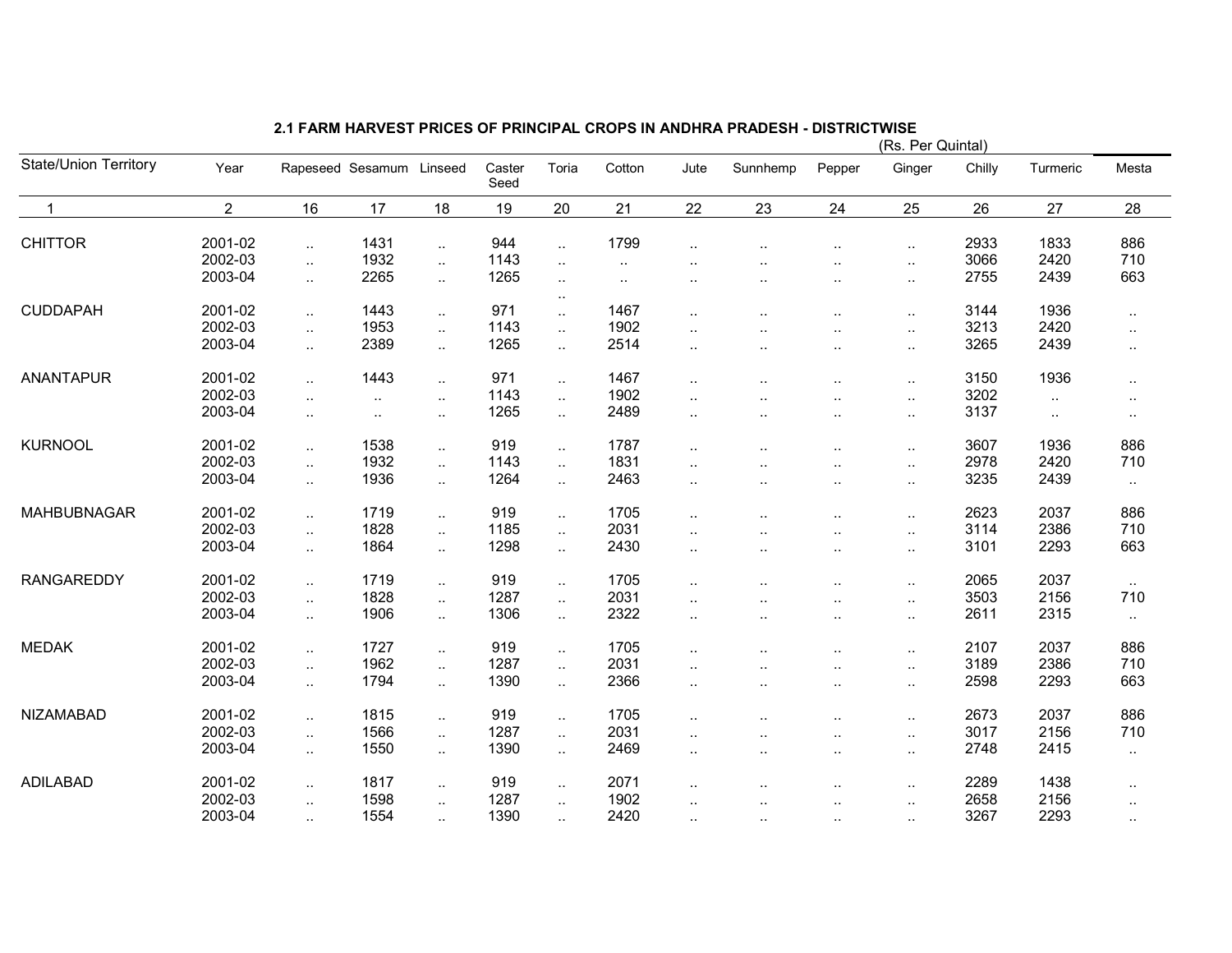## 2.1 FARM HARVEST PRICES OF PRINCIPAL CROPS IN ANDHRA PRADESH - DISTRICTWISE

(Rs. Per Quintal)

| State/Union Territory | Year | Rapeseed | Sesamum | Linseed | Caster Seed | Toria | Cotton | Jute | Sunnhemp | Pepper | Ginger | Chilly | Turmeric | Mesta |
|---|---|---|---|---|---|---|---|---|---|---|---|---|---|---|
| 1 | 2 | 16 | 17 | 18 | 19 | 20 | 21 | 22 | 23 | 24 | 25 | 26 | 27 | 28 |
| CHITTOR | 2001-02 | .. | 1431 | .. | 944 | .. | 1799 | .. | .. | .. | .. | 2933 | 1833 | 886 |
| | 2002-03 | .. | 1932 | .. | 1143 | .. | .. | .. | .. | .. | .. | 3066 | 2420 | 710 |
| | 2003-04 | .. | 2265 | .. | 1265 | .. | .. | .. | .. | .. | .. | 2755 | 2439 | 663 |
| CUDDAPAH | 2001-02 | .. | 1443 | .. | 971 | .. | 1467 | .. | .. | .. | .. | 3144 | 1936 | .. |
| | 2002-03 | .. | 1953 | .. | 1143 | .. | 1902 | .. | .. | .. | .. | 3213 | 2420 | .. |
| | 2003-04 | .. | 2389 | .. | 1265 | .. | 2514 | .. | .. | .. | .. | 3265 | 2439 | .. |
| ANANTAPUR | 2001-02 | .. | 1443 | .. | 971 | .. | 1467 | .. | .. | .. | .. | 3150 | 1936 | .. |
| | 2002-03 | .. | .. | .. | 1143 | .. | 1902 | .. | .. | .. | .. | 3202 | .. | .. |
| | 2003-04 | .. | .. | .. | 1265 | .. | 2489 | .. | .. | .. | .. | 3137 | .. | .. |
| KURNOOL | 2001-02 | .. | 1538 | .. | 919 | .. | 1787 | .. | .. | .. | .. | 3607 | 1936 | 886 |
| | 2002-03 | .. | 1932 | .. | 1143 | .. | 1831 | .. | .. | .. | .. | 2978 | 2420 | 710 |
| | 2003-04 | .. | 1936 | .. | 1264 | .. | 2463 | .. | .. | .. | .. | 3235 | 2439 | .. |
| MAHBUBNAGAR | 2001-02 | .. | 1719 | .. | 919 | .. | 1705 | .. | .. | .. | .. | 2623 | 2037 | 886 |
| | 2002-03 | .. | 1828 | .. | 1185 | .. | 2031 | .. | .. | .. | .. | 3114 | 2386 | 710 |
| | 2003-04 | .. | 1864 | .. | 1298 | .. | 2430 | .. | .. | .. | .. | 3101 | 2293 | 663 |
| RANGAREDDY | 2001-02 | .. | 1719 | .. | 919 | .. | 1705 | .. | .. | .. | .. | 2065 | 2037 | .. |
| | 2002-03 | .. | 1828 | .. | 1287 | .. | 2031 | .. | .. | .. | .. | 3503 | 2156 | 710 |
| | 2003-04 | .. | 1906 | .. | 1306 | .. | 2322 | .. | .. | .. | .. | 2611 | 2315 | .. |
| MEDAK | 2001-02 | .. | 1727 | .. | 919 | .. | 1705 | .. | .. | .. | .. | 2107 | 2037 | 886 |
| | 2002-03 | .. | 1962 | .. | 1287 | .. | 2031 | .. | .. | .. | .. | 3189 | 2386 | 710 |
| | 2003-04 | .. | 1794 | .. | 1390 | .. | 2366 | .. | .. | .. | .. | 2598 | 2293 | 663 |
| NIZAMABAD | 2001-02 | .. | 1815 | .. | 919 | .. | 1705 | .. | .. | .. | .. | 2673 | 2037 | 886 |
| | 2002-03 | .. | 1566 | .. | 1287 | .. | 2031 | .. | .. | .. | .. | 3017 | 2156 | 710 |
| | 2003-04 | .. | 1550 | .. | 1390 | .. | 2469 | .. | .. | .. | .. | 2748 | 2415 | .. |
| ADILABAD | 2001-02 | .. | 1817 | .. | 919 | .. | 2071 | .. | .. | .. | .. | 2289 | 1438 | .. |
| | 2002-03 | .. | 1598 | .. | 1287 | .. | 1902 | .. | .. | .. | .. | 2658 | 2156 | .. |
| | 2003-04 | .. | 1554 | .. | 1390 | .. | 2420 | .. | .. | .. | .. | 3267 | 2293 | .. |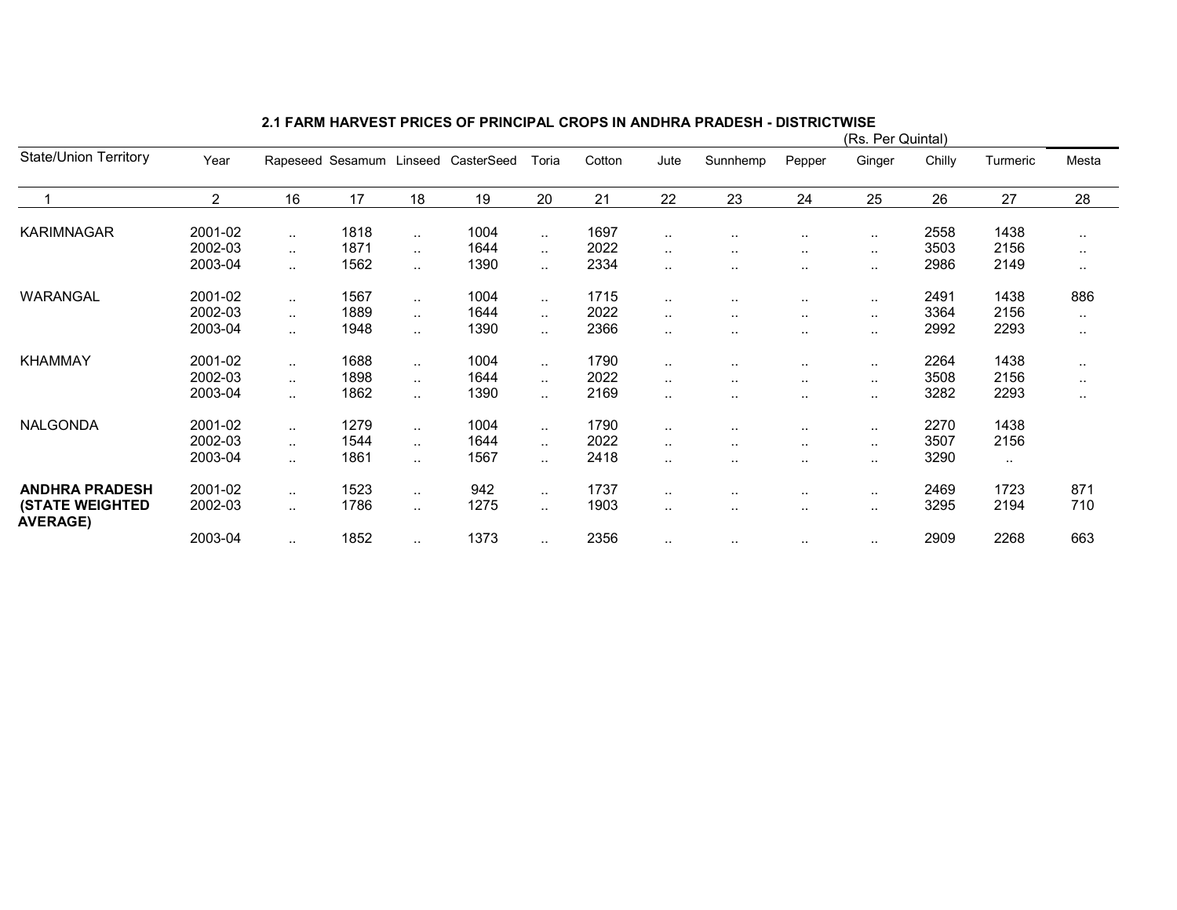## 2.1 FARM HARVEST PRICES OF PRINCIPAL CROPS IN ANDHRA PRADESH - DISTRICTWISE

(Rs. Per Quintal)

| State/Union Territory | Year | Rapeseed | Sesamum | Linseed | CasterSeed | Toria | Cotton | Jute | Sunnhemp | Pepper | Ginger | Chilly | Turmeric | Mesta |
|---|---|---|---|---|---|---|---|---|---|---|---|---|---|---|
| 1 | 2 | 16 | 17 | 18 | 19 | 20 | 21 | 22 | 23 | 24 | 25 | 26 | 27 | 28 |
| KARIMNAGAR | 2001-02 | .. | 1818 | .. | 1004 | .. | 1697 | .. | .. | .. | .. | 2558 | 1438 | .. |
| | 2002-03 | .. | 1871 | .. | 1644 | .. | 2022 | .. | .. | .. | .. | 3503 | 2156 | .. |
| | 2003-04 | .. | 1562 | .. | 1390 | .. | 2334 | .. | .. | .. | .. | 2986 | 2149 | .. |
| WARANGAL | 2001-02 | .. | 1567 | .. | 1004 | .. | 1715 | .. | .. | .. | .. | 2491 | 1438 | 886 |
| | 2002-03 | .. | 1889 | .. | 1644 | .. | 2022 | .. | .. | .. | .. | 3364 | 2156 | .. |
| | 2003-04 | .. | 1948 | .. | 1390 | .. | 2366 | .. | .. | .. | .. | 2992 | 2293 | .. |
| KHAMMAY | 2001-02 | .. | 1688 | .. | 1004 | .. | 1790 | .. | .. | .. | .. | 2264 | 1438 | .. |
| | 2002-03 | .. | 1898 | .. | 1644 | .. | 2022 | .. | .. | .. | .. | 3508 | 2156 | .. |
| | 2003-04 | .. | 1862 | .. | 1390 | .. | 2169 | .. | .. | .. | .. | 3282 | 2293 | .. |
| NALGONDA | 2001-02 | .. | 1279 | .. | 1004 | .. | 1790 | .. | .. | .. | .. | 2270 | 1438 | |
| | 2002-03 | .. | 1544 | .. | 1644 | .. | 2022 | .. | .. | .. | .. | 3507 | 2156 | |
| | 2003-04 | .. | 1861 | .. | 1567 | .. | 2418 | .. | .. | .. | .. | 3290 | .. | |
| **ANDHRA PRADESH (STATE WEIGHTED AVERAGE)** | 2001-02 | .. | 1523 | .. | 942 | .. | 1737 | .. | .. | .. | .. | 2469 | 1723 | 871 |
| | 2002-03 | .. | 1786 | .. | 1275 | .. | 1903 | .. | .. | .. | .. | 3295 | 2194 | 710 |
| | 2003-04 | .. | 1852 | .. | 1373 | .. | 2356 | .. | .. | .. | .. | 2909 | 2268 | 663 |